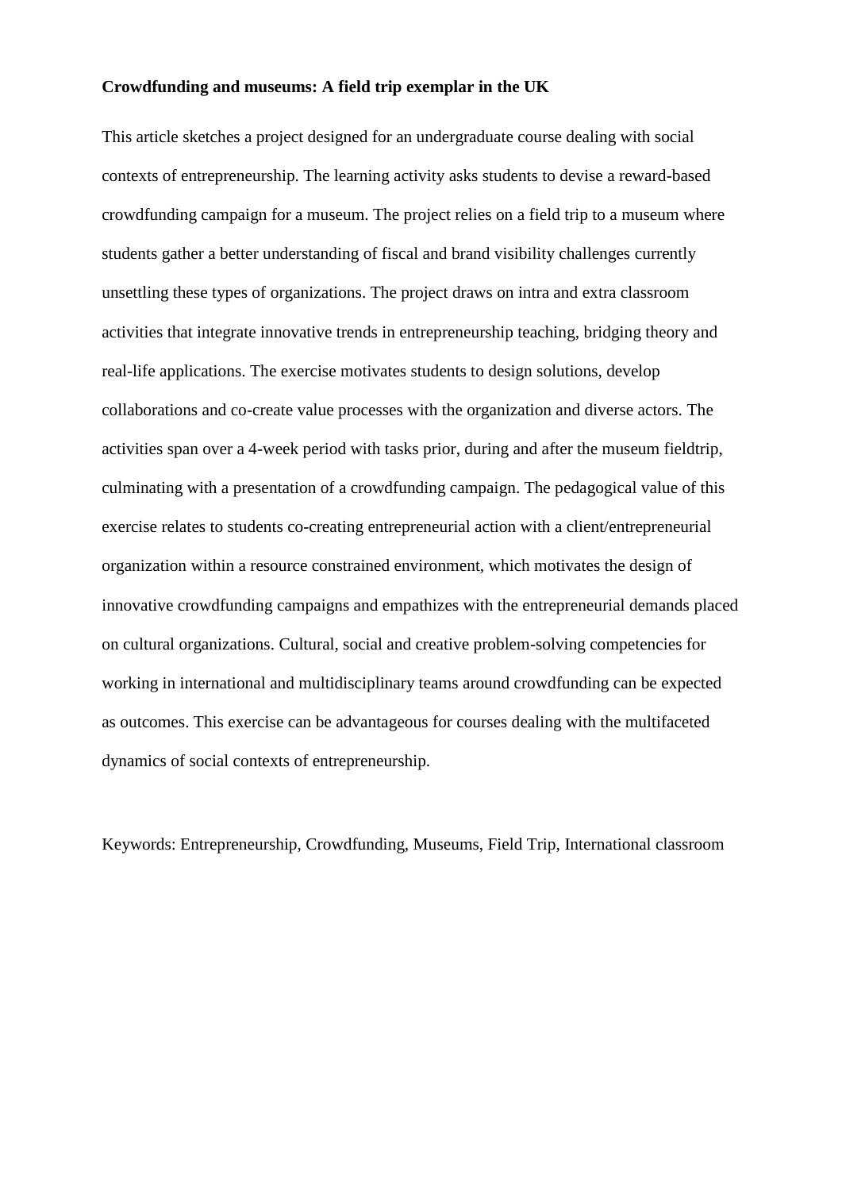# Crowdfunding and museums: A field trip exemplar in the UK

This article sketches a project designed for an undergraduate course dealing with social contexts of entrepreneurship. The learning activity asks students to devise a reward-based crowdfunding campaign for a museum. The project relies on a field trip to a museum where students gather a better understanding of fiscal and brand visibility challenges currently unsettling these types of organizations. The project draws on intra and extra classroom activities that integrate innovative trends in entrepreneurship teaching, bridging theory and real-life applications. The exercise motivates students to design solutions, develop collaborations and co-create value processes with the organization and diverse actors. The activities span over a 4-week period with tasks prior, during and after the museum fieldtrip, culminating with a presentation of a crowdfunding campaign. The pedagogical value of this exercise relates to students co-creating entrepreneurial action with a client/entrepreneurial organization within a resource constrained environment, which motivates the design of innovative crowdfunding campaigns and empathizes with the entrepreneurial demands placed on cultural organizations. Cultural, social and creative problem-solving competencies for working in international and multidisciplinary teams around crowdfunding can be expected as outcomes. This exercise can be advantageous for courses dealing with the multifaceted dynamics of social contexts of entrepreneurship.

Keywords: Entrepreneurship, Crowdfunding, Museums, Field Trip, International classroom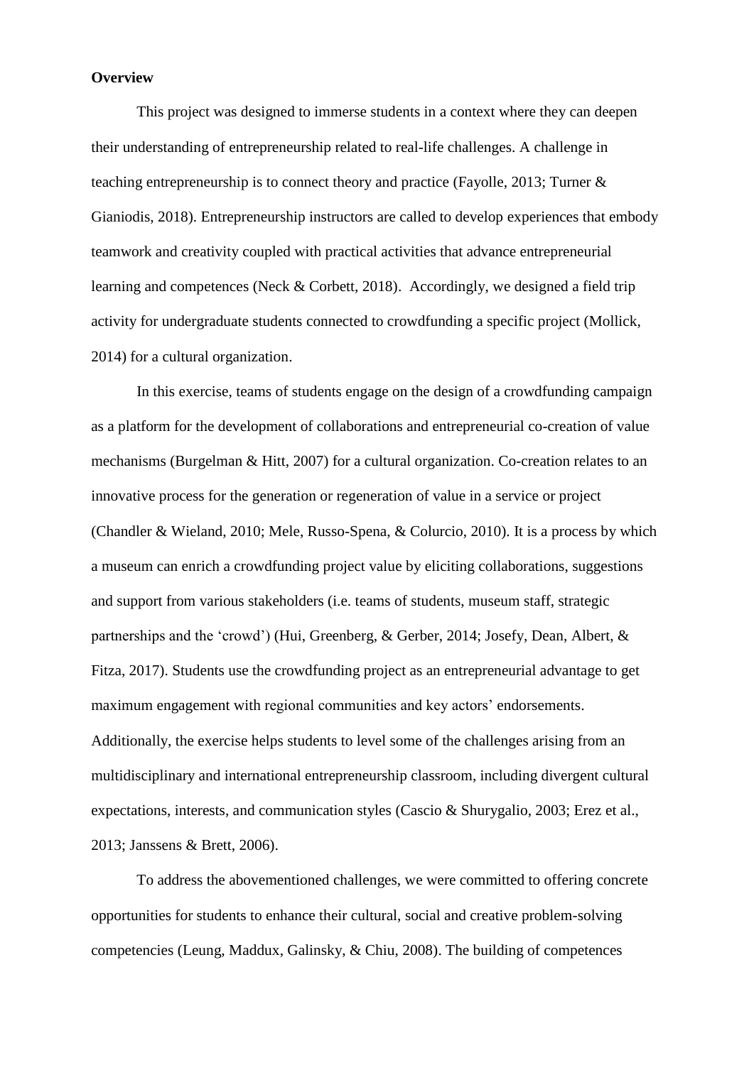**Overview**

This project was designed to immerse students in a context where they can deepen their understanding of entrepreneurship related to real-life challenges. A challenge in teaching entrepreneurship is to connect theory and practice (Fayolle, 2013; Turner & Gianiodis, 2018). Entrepreneurship instructors are called to develop experiences that embody teamwork and creativity coupled with practical activities that advance entrepreneurial learning and competences (Neck & Corbett, 2018). Accordingly, we designed a field trip activity for undergraduate students connected to crowdfunding a specific project (Mollick, 2014) for a cultural organization.

In this exercise, teams of students engage on the design of a crowdfunding campaign as a platform for the development of collaborations and entrepreneurial co-creation of value mechanisms (Burgelman & Hitt, 2007) for a cultural organization. Co-creation relates to an innovative process for the generation or regeneration of value in a service or project (Chandler & Wieland, 2010; Mele, Russo-Spena, & Colurcio, 2010). It is a process by which a museum can enrich a crowdfunding project value by eliciting collaborations, suggestions and support from various stakeholders (i.e. teams of students, museum staff, strategic partnerships and the 'crowd') (Hui, Greenberg, & Gerber, 2014; Josefy, Dean, Albert, & Fitza, 2017). Students use the crowdfunding project as an entrepreneurial advantage to get maximum engagement with regional communities and key actors' endorsements. Additionally, the exercise helps students to level some of the challenges arising from an multidisciplinary and international entrepreneurship classroom, including divergent cultural expectations, interests, and communication styles (Cascio & Shurygalio, 2003; Erez et al., 2013; Janssens & Brett, 2006).

To address the abovementioned challenges, we were committed to offering concrete opportunities for students to enhance their cultural, social and creative problem-solving competencies (Leung, Maddux, Galinsky, & Chiu, 2008). The building of competences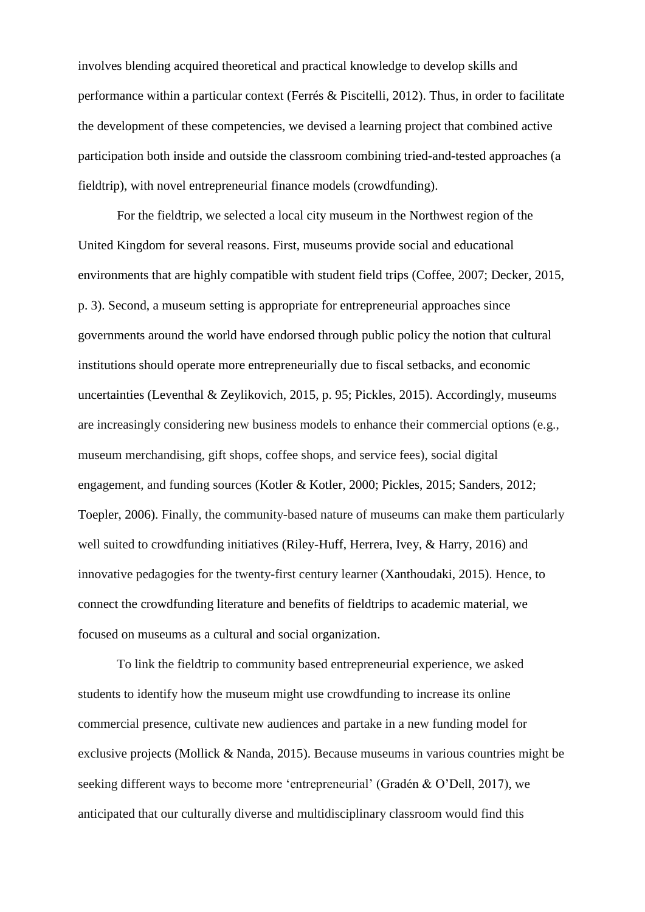involves blending acquired theoretical and practical knowledge to develop skills and performance within a particular context (Ferrés & Piscitelli, 2012). Thus, in order to facilitate the development of these competencies, we devised a learning project that combined active participation both inside and outside the classroom combining tried-and-tested approaches (a fieldtrip), with novel entrepreneurial finance models (crowdfunding).

For the fieldtrip, we selected a local city museum in the Northwest region of the United Kingdom for several reasons. First, museums provide social and educational environments that are highly compatible with student field trips (Coffee, 2007; Decker, 2015, p. 3). Second, a museum setting is appropriate for entrepreneurial approaches since governments around the world have endorsed through public policy the notion that cultural institutions should operate more entrepreneurially due to fiscal setbacks, and economic uncertainties (Leventhal & Zeylikovich, 2015, p. 95; Pickles, 2015). Accordingly, museums are increasingly considering new business models to enhance their commercial options (e.g., museum merchandising, gift shops, coffee shops, and service fees), social digital engagement, and funding sources (Kotler & Kotler, 2000; Pickles, 2015; Sanders, 2012; Toepler, 2006). Finally, the community-based nature of museums can make them particularly well suited to crowdfunding initiatives (Riley-Huff, Herrera, Ivey, & Harry, 2016) and innovative pedagogies for the twenty-first century learner (Xanthoudaki, 2015). Hence, to connect the crowdfunding literature and benefits of fieldtrips to academic material, we focused on museums as a cultural and social organization.

To link the fieldtrip to community based entrepreneurial experience, we asked students to identify how the museum might use crowdfunding to increase its online commercial presence, cultivate new audiences and partake in a new funding model for exclusive projects (Mollick & Nanda, 2015). Because museums in various countries might be seeking different ways to become more 'entrepreneurial' (Gradén & O'Dell, 2017), we anticipated that our culturally diverse and multidisciplinary classroom would find this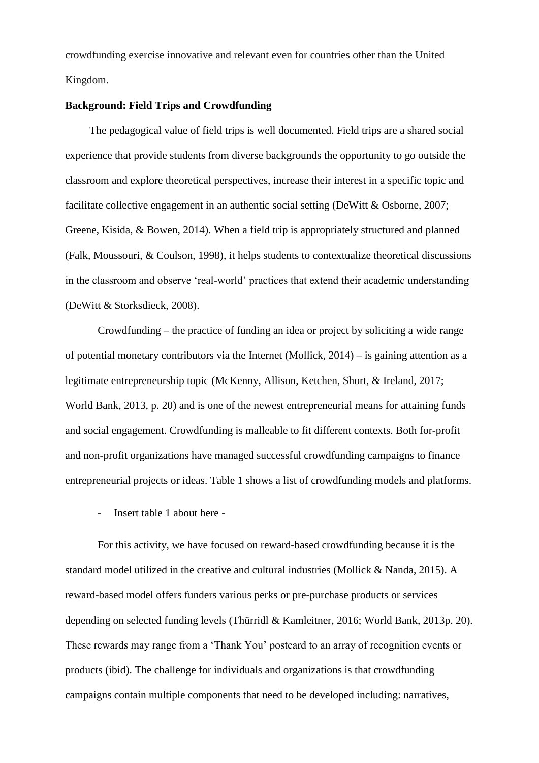crowdfunding exercise innovative and relevant even for countries other than the United Kingdom.

**Background: Field Trips and Crowdfunding**

The pedagogical value of field trips is well documented. Field trips are a shared social experience that provide students from diverse backgrounds the opportunity to go outside the classroom and explore theoretical perspectives, increase their interest in a specific topic and facilitate collective engagement in an authentic social setting (DeWitt & Osborne, 2007; Greene, Kisida, & Bowen, 2014). When a field trip is appropriately structured and planned (Falk, Moussouri, & Coulson, 1998), it helps students to contextualize theoretical discussions in the classroom and observe 'real-world' practices that extend their academic understanding (DeWitt & Storksdieck, 2008).

Crowdfunding – the practice of funding an idea or project by soliciting a wide range of potential monetary contributors via the Internet (Mollick, 2014) – is gaining attention as a legitimate entrepreneurship topic (McKenny, Allison, Ketchen, Short, & Ireland, 2017; World Bank, 2013, p. 20) and is one of the newest entrepreneurial means for attaining funds and social engagement. Crowdfunding is malleable to fit different contexts. Both for-profit and non-profit organizations have managed successful crowdfunding campaigns to finance entrepreneurial projects or ideas. Table 1 shows a list of crowdfunding models and platforms.

- Insert table 1 about here -

For this activity, we have focused on reward-based crowdfunding because it is the standard model utilized in the creative and cultural industries (Mollick & Nanda, 2015). A reward-based model offers funders various perks or pre-purchase products or services depending on selected funding levels (Thürridl & Kamleitner, 2016; World Bank, 2013p. 20). These rewards may range from a 'Thank You' postcard to an array of recognition events or products (ibid). The challenge for individuals and organizations is that crowdfunding campaigns contain multiple components that need to be developed including: narratives,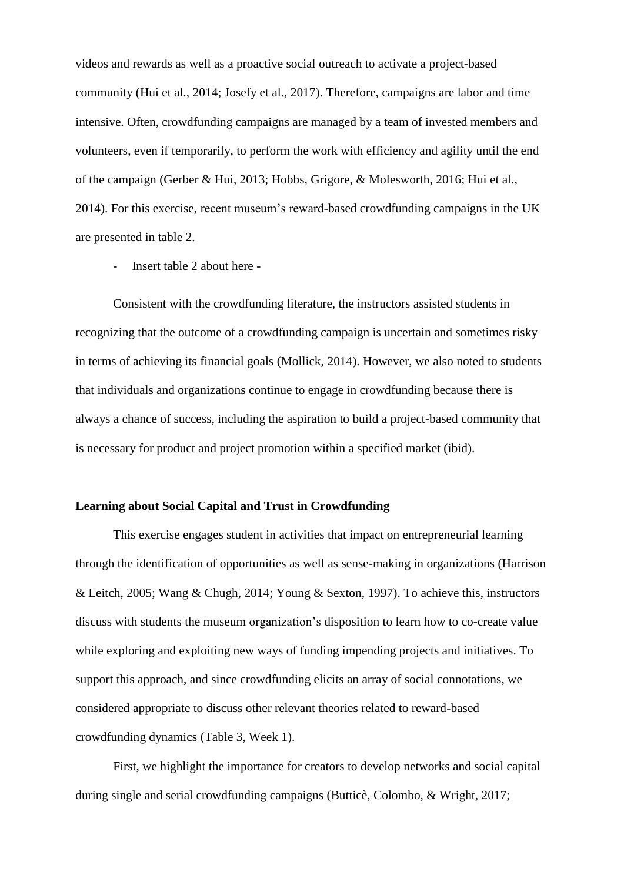videos and rewards as well as a proactive social outreach to activate a project-based community (Hui et al., 2014; Josefy et al., 2017). Therefore, campaigns are labor and time intensive. Often, crowdfunding campaigns are managed by a team of invested members and volunteers, even if temporarily, to perform the work with efficiency and agility until the end of the campaign (Gerber & Hui, 2013; Hobbs, Grigore, & Molesworth, 2016; Hui et al., 2014). For this exercise, recent museum's reward-based crowdfunding campaigns in the UK are presented in table 2.

- Insert table 2 about here -

Consistent with the crowdfunding literature, the instructors assisted students in recognizing that the outcome of a crowdfunding campaign is uncertain and sometimes risky in terms of achieving its financial goals (Mollick, 2014). However, we also noted to students that individuals and organizations continue to engage in crowdfunding because there is always a chance of success, including the aspiration to build a project-based community that is necessary for product and project promotion within a specified market (ibid).

**Learning about Social Capital and Trust in Crowdfunding**

This exercise engages student in activities that impact on entrepreneurial learning through the identification of opportunities as well as sense-making in organizations (Harrison & Leitch, 2005; Wang & Chugh, 2014; Young & Sexton, 1997). To achieve this, instructors discuss with students the museum organization's disposition to learn how to co-create value while exploring and exploiting new ways of funding impending projects and initiatives. To support this approach, and since crowdfunding elicits an array of social connotations, we considered appropriate to discuss other relevant theories related to reward-based crowdfunding dynamics (Table 3, Week 1).

First, we highlight the importance for creators to develop networks and social capital during single and serial crowdfunding campaigns (Butticè, Colombo, & Wright, 2017;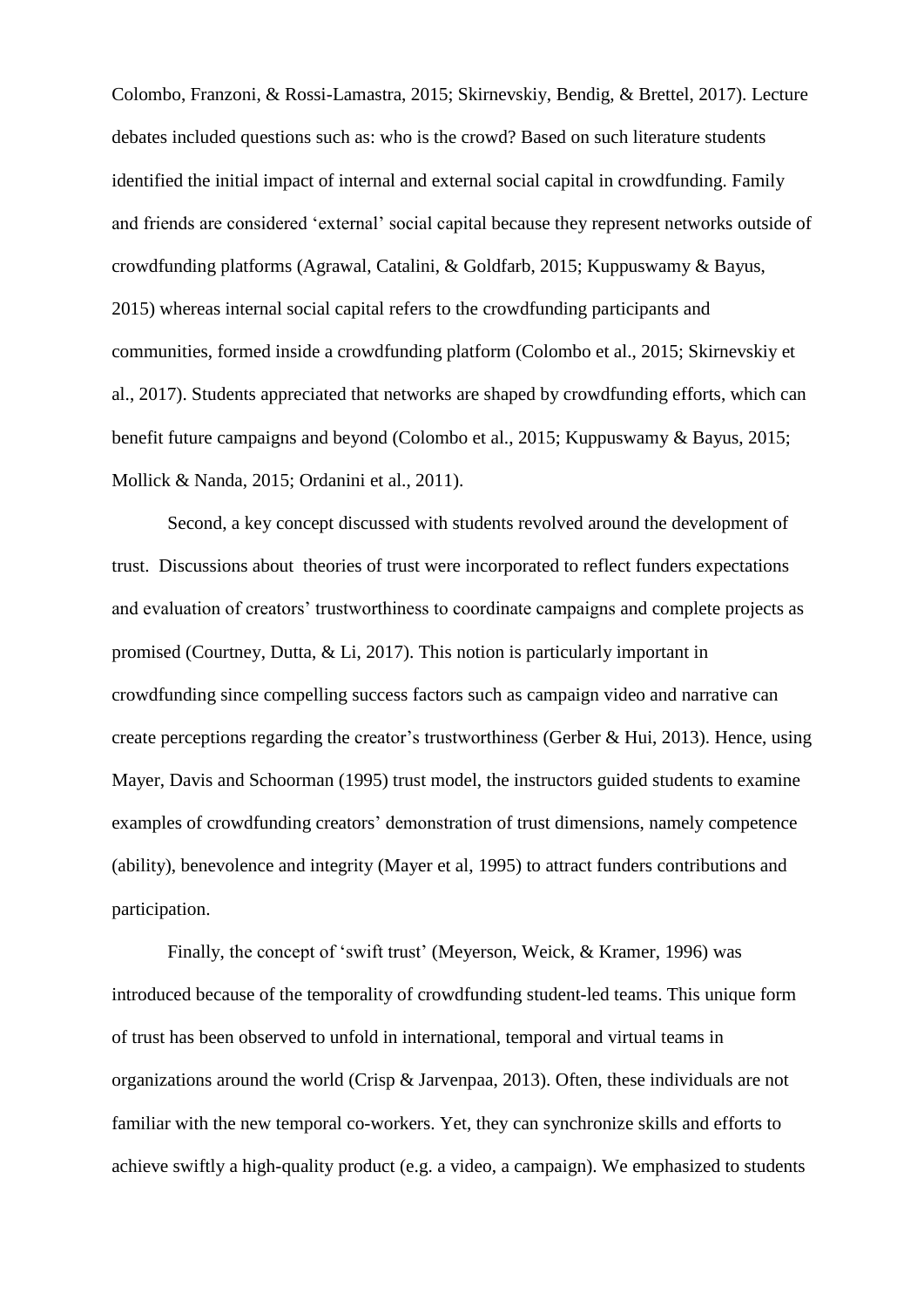Colombo, Franzoni, & Rossi-Lamastra, 2015; Skirnevskiy, Bendig, & Brettel, 2017). Lecture debates included questions such as: who is the crowd? Based on such literature students identified the initial impact of internal and external social capital in crowdfunding. Family and friends are considered 'external' social capital because they represent networks outside of crowdfunding platforms (Agrawal, Catalini, & Goldfarb, 2015; Kuppuswamy & Bayus, 2015) whereas internal social capital refers to the crowdfunding participants and communities, formed inside a crowdfunding platform (Colombo et al., 2015; Skirnevskiy et al., 2017). Students appreciated that networks are shaped by crowdfunding efforts, which can benefit future campaigns and beyond (Colombo et al., 2015; Kuppuswamy & Bayus, 2015; Mollick & Nanda, 2015; Ordanini et al., 2011).

Second, a key concept discussed with students revolved around the development of trust. Discussions about theories of trust were incorporated to reflect funders expectations and evaluation of creators' trustworthiness to coordinate campaigns and complete projects as promised (Courtney, Dutta, & Li, 2017). This notion is particularly important in crowdfunding since compelling success factors such as campaign video and narrative can create perceptions regarding the creator's trustworthiness (Gerber & Hui, 2013). Hence, using Mayer, Davis and Schoorman (1995) trust model, the instructors guided students to examine examples of crowdfunding creators' demonstration of trust dimensions, namely competence (ability), benevolence and integrity (Mayer et al, 1995) to attract funders contributions and participation.

Finally, the concept of 'swift trust' (Meyerson, Weick, & Kramer, 1996) was introduced because of the temporality of crowdfunding student-led teams. This unique form of trust has been observed to unfold in international, temporal and virtual teams in organizations around the world (Crisp & Jarvenpaa, 2013). Often, these individuals are not familiar with the new temporal co-workers. Yet, they can synchronize skills and efforts to achieve swiftly a high-quality product (e.g. a video, a campaign). We emphasized to students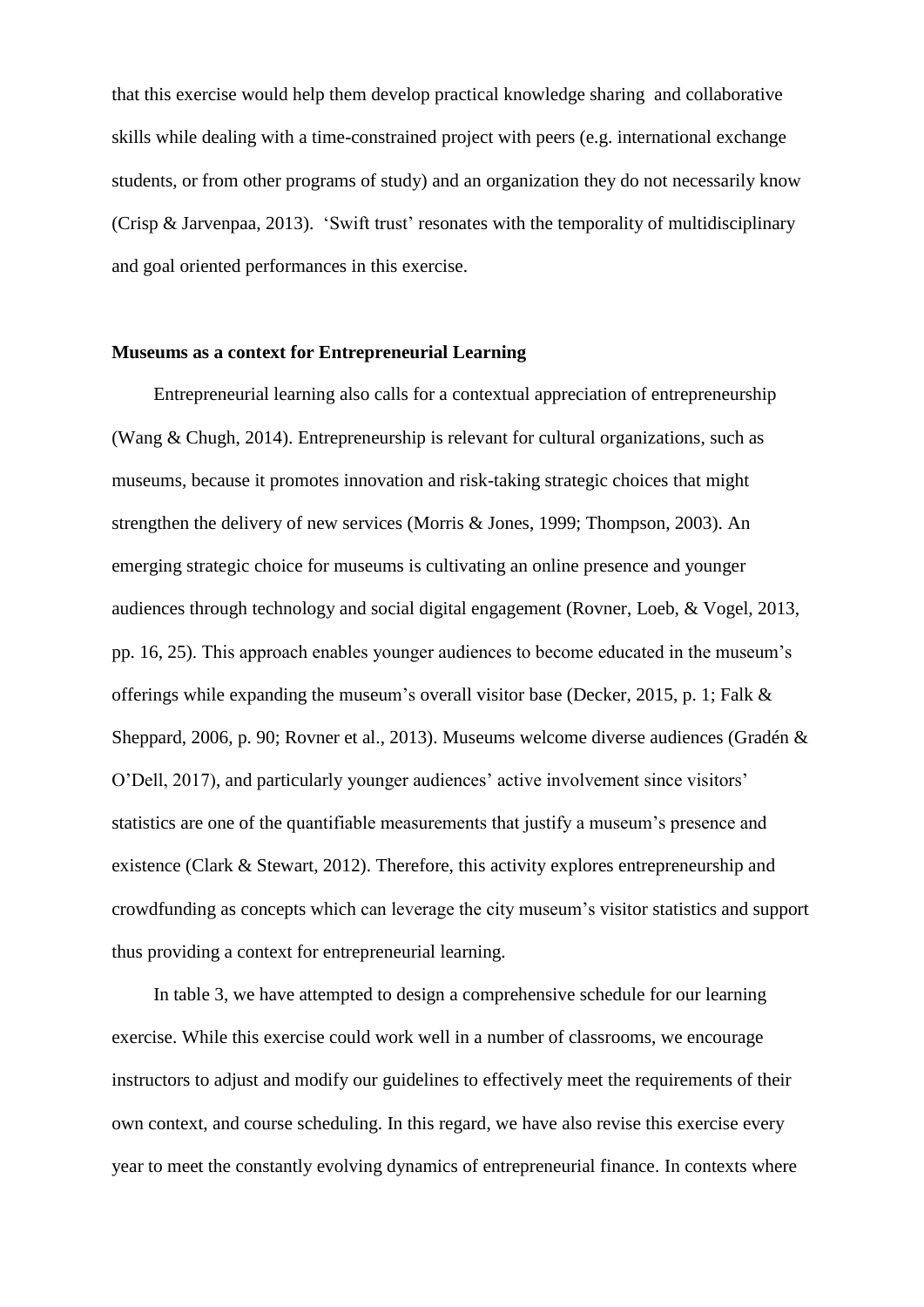that this exercise would help them develop practical knowledge sharing and collaborative skills while dealing with a time-constrained project with peers (e.g. international exchange students, or from other programs of study) and an organization they do not necessarily know (Crisp & Jarvenpaa, 2013). 'Swift trust' resonates with the temporality of multidisciplinary and goal oriented performances in this exercise.

**Museums as a context for Entrepreneurial Learning**

Entrepreneurial learning also calls for a contextual appreciation of entrepreneurship (Wang & Chugh, 2014). Entrepreneurship is relevant for cultural organizations, such as museums, because it promotes innovation and risk-taking strategic choices that might strengthen the delivery of new services (Morris & Jones, 1999; Thompson, 2003). An emerging strategic choice for museums is cultivating an online presence and younger audiences through technology and social digital engagement (Rovner, Loeb, & Vogel, 2013, pp. 16, 25). This approach enables younger audiences to become educated in the museum's offerings while expanding the museum's overall visitor base (Decker, 2015, p. 1; Falk & Sheppard, 2006, p. 90; Rovner et al., 2013). Museums welcome diverse audiences (Gradén & O'Dell, 2017), and particularly younger audiences' active involvement since visitors' statistics are one of the quantifiable measurements that justify a museum's presence and existence (Clark & Stewart, 2012). Therefore, this activity explores entrepreneurship and crowdfunding as concepts which can leverage the city museum's visitor statistics and support thus providing a context for entrepreneurial learning.

In table 3, we have attempted to design a comprehensive schedule for our learning exercise. While this exercise could work well in a number of classrooms, we encourage instructors to adjust and modify our guidelines to effectively meet the requirements of their own context, and course scheduling. In this regard, we have also revise this exercise every year to meet the constantly evolving dynamics of entrepreneurial finance. In contexts where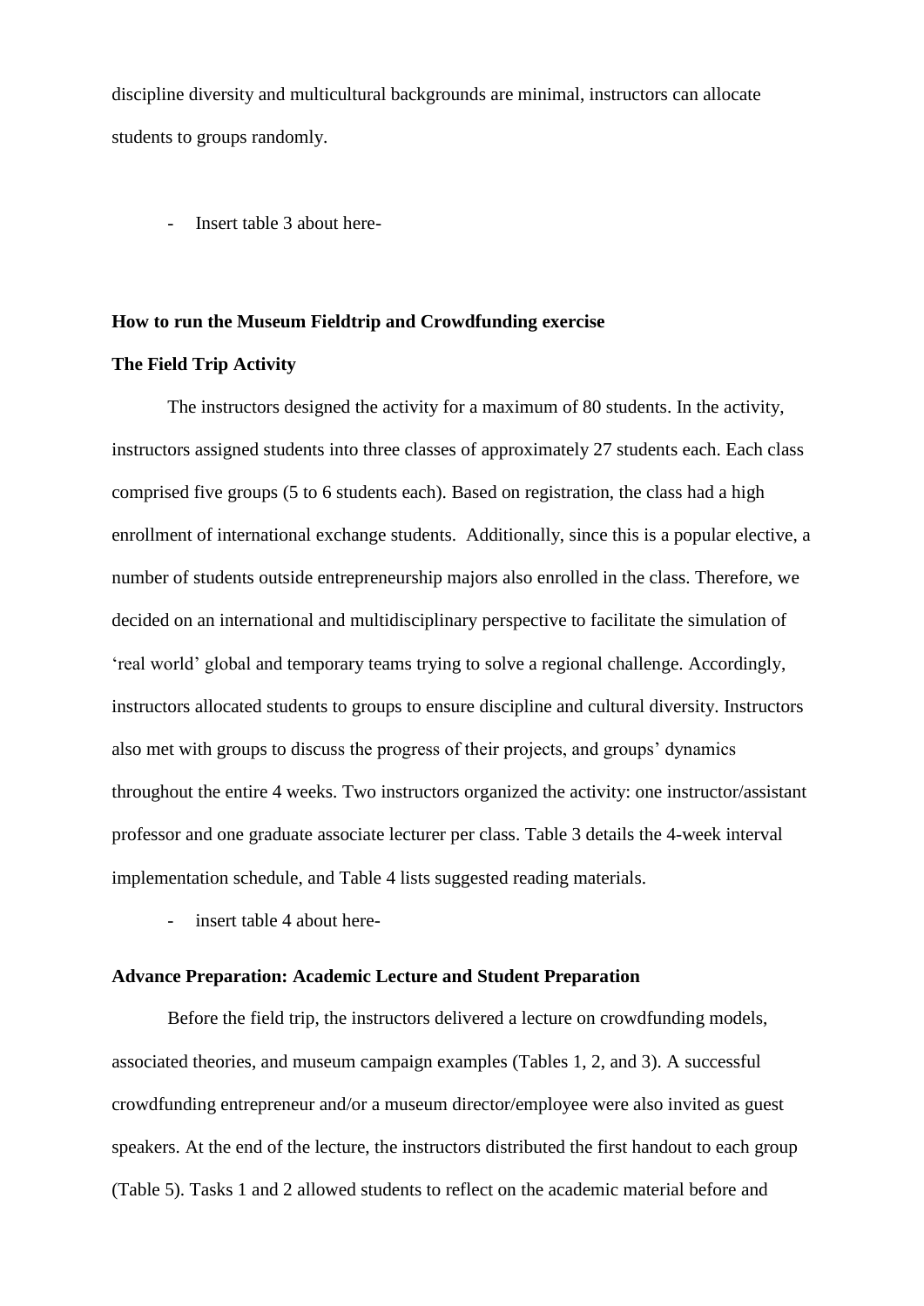discipline diversity and multicultural backgrounds are minimal, instructors can allocate students to groups randomly.

- Insert table 3 about here-

## How to run the Museum Fieldtrip and Crowdfunding exercise

### The Field Trip Activity

The instructors designed the activity for a maximum of 80 students. In the activity, instructors assigned students into three classes of approximately 27 students each. Each class comprised five groups (5 to 6 students each). Based on registration, the class had a high enrollment of international exchange students. Additionally, since this is a popular elective, a number of students outside entrepreneurship majors also enrolled in the class. Therefore, we decided on an international and multidisciplinary perspective to facilitate the simulation of 'real world' global and temporary teams trying to solve a regional challenge. Accordingly, instructors allocated students to groups to ensure discipline and cultural diversity. Instructors also met with groups to discuss the progress of their projects, and groups' dynamics throughout the entire 4 weeks. Two instructors organized the activity: one instructor/assistant professor and one graduate associate lecturer per class. Table 3 details the 4-week interval implementation schedule, and Table 4 lists suggested reading materials.

- insert table 4 about here-

### Advance Preparation: Academic Lecture and Student Preparation

Before the field trip, the instructors delivered a lecture on crowdfunding models, associated theories, and museum campaign examples (Tables 1, 2, and 3). A successful crowdfunding entrepreneur and/or a museum director/employee were also invited as guest speakers. At the end of the lecture, the instructors distributed the first handout to each group (Table 5). Tasks 1 and 2 allowed students to reflect on the academic material before and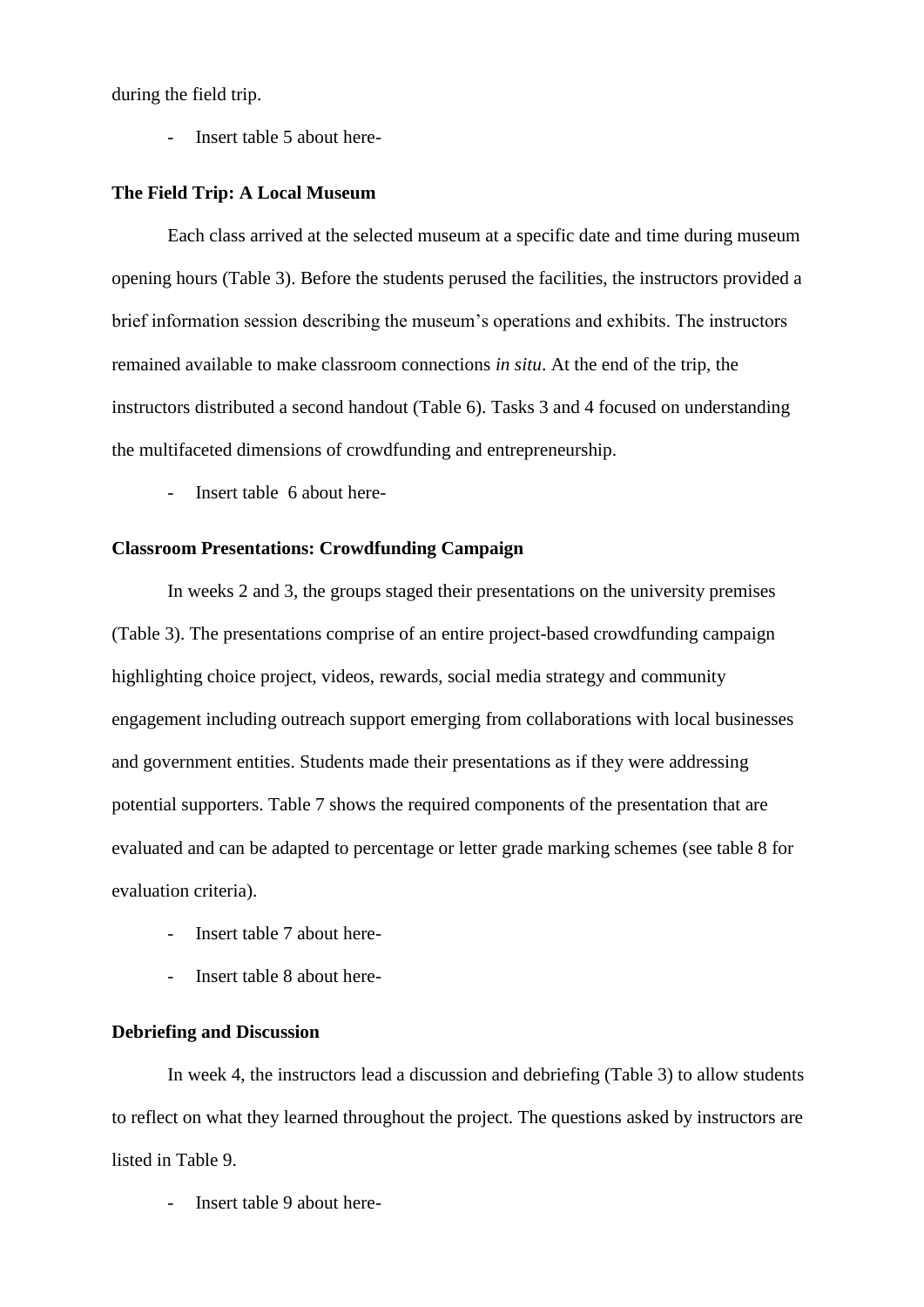during the field trip.

- Insert table 5 about here-

**The Field Trip: A Local Museum**

Each class arrived at the selected museum at a specific date and time during museum opening hours (Table 3). Before the students perused the facilities, the instructors provided a brief information session describing the museum's operations and exhibits. The instructors remained available to make classroom connections *in situ*. At the end of the trip, the instructors distributed a second handout (Table 6). Tasks 3 and 4 focused on understanding the multifaceted dimensions of crowdfunding and entrepreneurship.

- Insert table 6 about here-

**Classroom Presentations: Crowdfunding Campaign**

In weeks 2 and 3, the groups staged their presentations on the university premises (Table 3). The presentations comprise of an entire project-based crowdfunding campaign highlighting choice project, videos, rewards, social media strategy and community engagement including outreach support emerging from collaborations with local businesses and government entities. Students made their presentations as if they were addressing potential supporters. Table 7 shows the required components of the presentation that are evaluated and can be adapted to percentage or letter grade marking schemes (see table 8 for evaluation criteria).

- Insert table 7 about here-
- Insert table 8 about here-

**Debriefing and Discussion**

In week 4, the instructors lead a discussion and debriefing (Table 3) to allow students to reflect on what they learned throughout the project. The questions asked by instructors are listed in Table 9.

- Insert table 9 about here-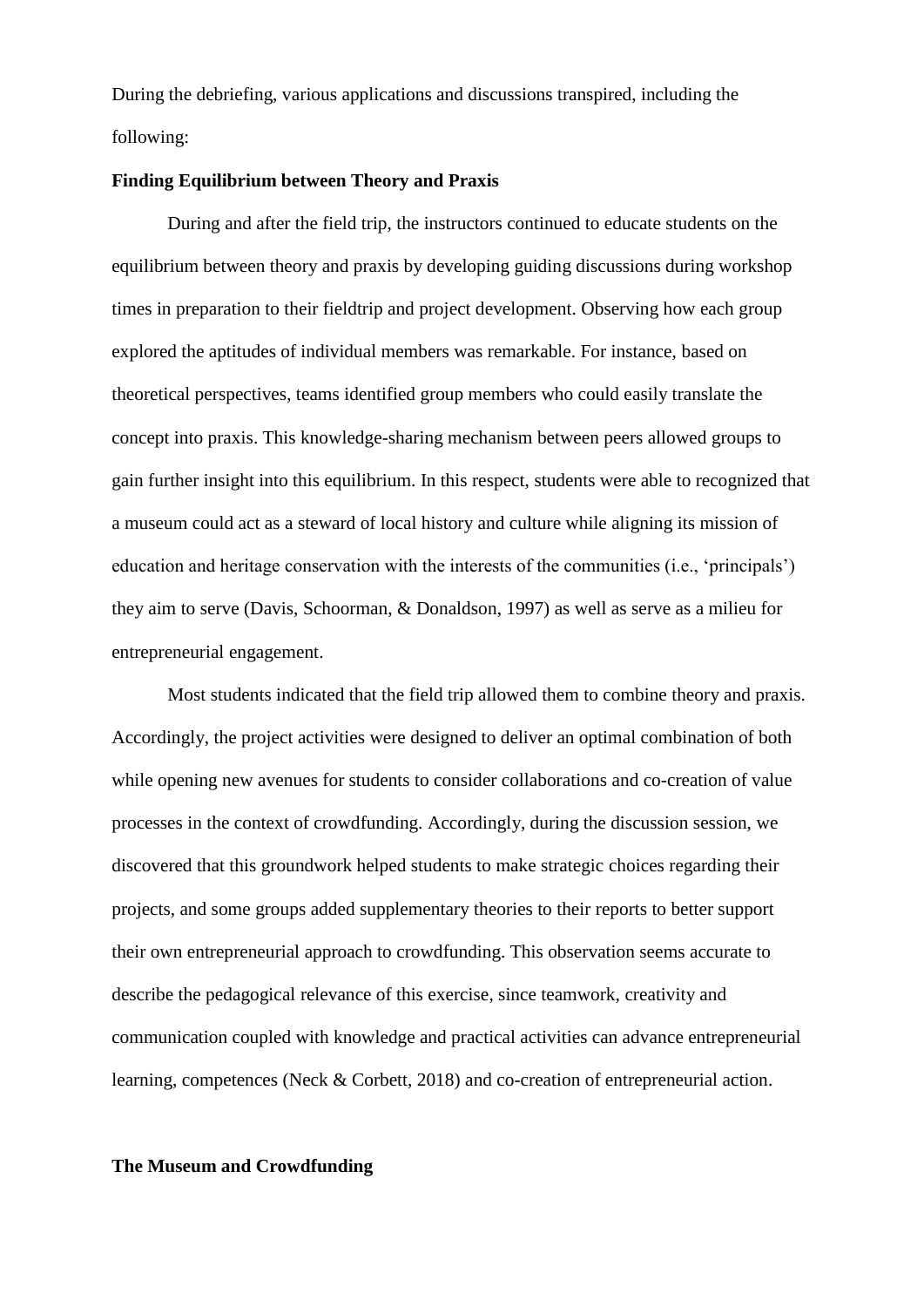During the debriefing, various applications and discussions transpired, including the following:

**Finding Equilibrium between Theory and Praxis**

During and after the field trip, the instructors continued to educate students on the equilibrium between theory and praxis by developing guiding discussions during workshop times in preparation to their fieldtrip and project development. Observing how each group explored the aptitudes of individual members was remarkable. For instance, based on theoretical perspectives, teams identified group members who could easily translate the concept into praxis. This knowledge-sharing mechanism between peers allowed groups to gain further insight into this equilibrium. In this respect, students were able to recognized that a museum could act as a steward of local history and culture while aligning its mission of education and heritage conservation with the interests of the communities (i.e., 'principals') they aim to serve (Davis, Schoorman, & Donaldson, 1997) as well as serve as a milieu for entrepreneurial engagement.

Most students indicated that the field trip allowed them to combine theory and praxis. Accordingly, the project activities were designed to deliver an optimal combination of both while opening new avenues for students to consider collaborations and co-creation of value processes in the context of crowdfunding. Accordingly, during the discussion session, we discovered that this groundwork helped students to make strategic choices regarding their projects, and some groups added supplementary theories to their reports to better support their own entrepreneurial approach to crowdfunding. This observation seems accurate to describe the pedagogical relevance of this exercise, since teamwork, creativity and communication coupled with knowledge and practical activities can advance entrepreneurial learning, competences (Neck & Corbett, 2018) and co-creation of entrepreneurial action.

**The Museum and Crowdfunding**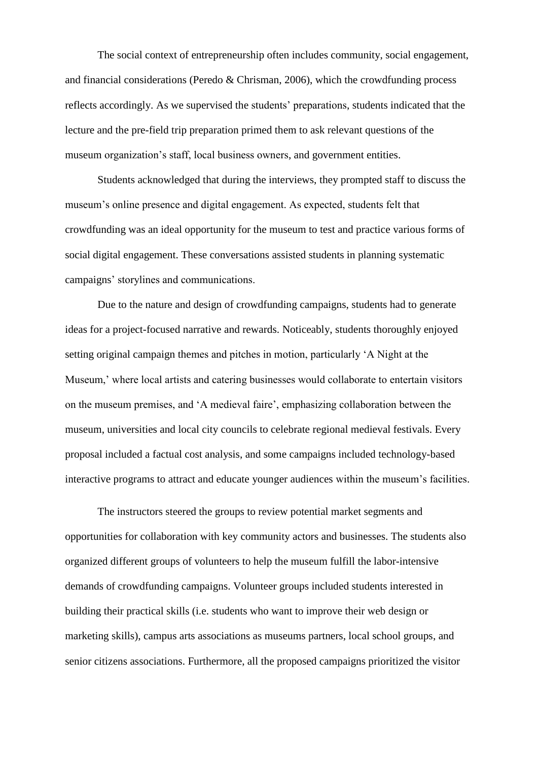The social context of entrepreneurship often includes community, social engagement, and financial considerations (Peredo & Chrisman, 2006), which the crowdfunding process reflects accordingly. As we supervised the students' preparations, students indicated that the lecture and the pre-field trip preparation primed them to ask relevant questions of the museum organization's staff, local business owners, and government entities.

Students acknowledged that during the interviews, they prompted staff to discuss the museum's online presence and digital engagement. As expected, students felt that crowdfunding was an ideal opportunity for the museum to test and practice various forms of social digital engagement. These conversations assisted students in planning systematic campaigns' storylines and communications.

Due to the nature and design of crowdfunding campaigns, students had to generate ideas for a project-focused narrative and rewards. Noticeably, students thoroughly enjoyed setting original campaign themes and pitches in motion, particularly 'A Night at the Museum,' where local artists and catering businesses would collaborate to entertain visitors on the museum premises, and 'A medieval faire', emphasizing collaboration between the museum, universities and local city councils to celebrate regional medieval festivals. Every proposal included a factual cost analysis, and some campaigns included technology-based interactive programs to attract and educate younger audiences within the museum's facilities.

The instructors steered the groups to review potential market segments and opportunities for collaboration with key community actors and businesses. The students also organized different groups of volunteers to help the museum fulfill the labor-intensive demands of crowdfunding campaigns. Volunteer groups included students interested in building their practical skills (i.e. students who want to improve their web design or marketing skills), campus arts associations as museums partners, local school groups, and senior citizens associations. Furthermore, all the proposed campaigns prioritized the visitor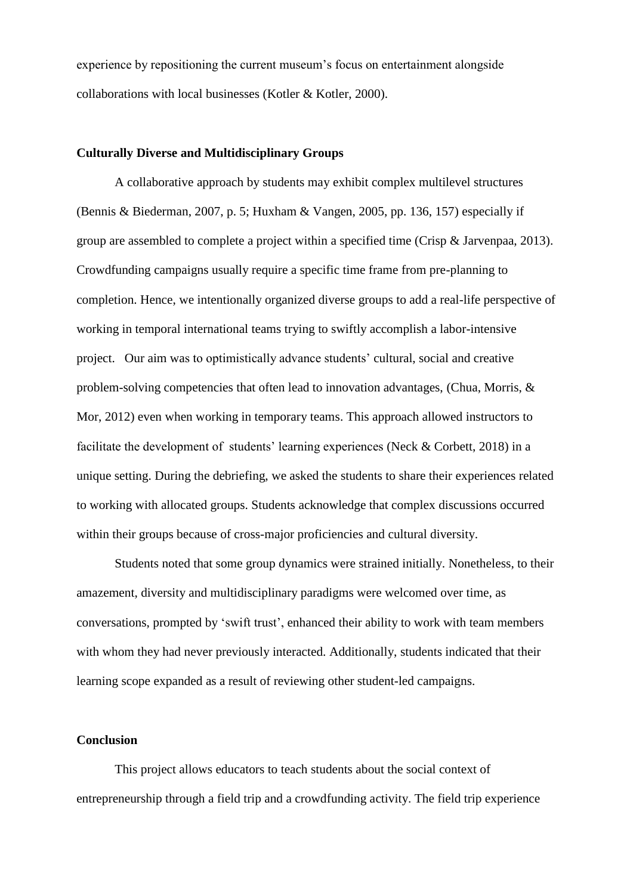experience by repositioning the current museum's focus on entertainment alongside collaborations with local businesses (Kotler & Kotler, 2000).

**Culturally Diverse and Multidisciplinary Groups**

A collaborative approach by students may exhibit complex multilevel structures (Bennis & Biederman, 2007, p. 5; Huxham & Vangen, 2005, pp. 136, 157) especially if group are assembled to complete a project within a specified time (Crisp & Jarvenpaa, 2013). Crowdfunding campaigns usually require a specific time frame from pre-planning to completion. Hence, we intentionally organized diverse groups to add a real-life perspective of working in temporal international teams trying to swiftly accomplish a labor-intensive project. Our aim was to optimistically advance students' cultural, social and creative problem-solving competencies that often lead to innovation advantages, (Chua, Morris, & Mor, 2012) even when working in temporary teams. This approach allowed instructors to facilitate the development of students' learning experiences (Neck & Corbett, 2018) in a unique setting. During the debriefing, we asked the students to share their experiences related to working with allocated groups. Students acknowledge that complex discussions occurred within their groups because of cross-major proficiencies and cultural diversity.

Students noted that some group dynamics were strained initially. Nonetheless, to their amazement, diversity and multidisciplinary paradigms were welcomed over time, as conversations, prompted by 'swift trust', enhanced their ability to work with team members with whom they had never previously interacted. Additionally, students indicated that their learning scope expanded as a result of reviewing other student-led campaigns.

**Conclusion**

This project allows educators to teach students about the social context of entrepreneurship through a field trip and a crowdfunding activity. The field trip experience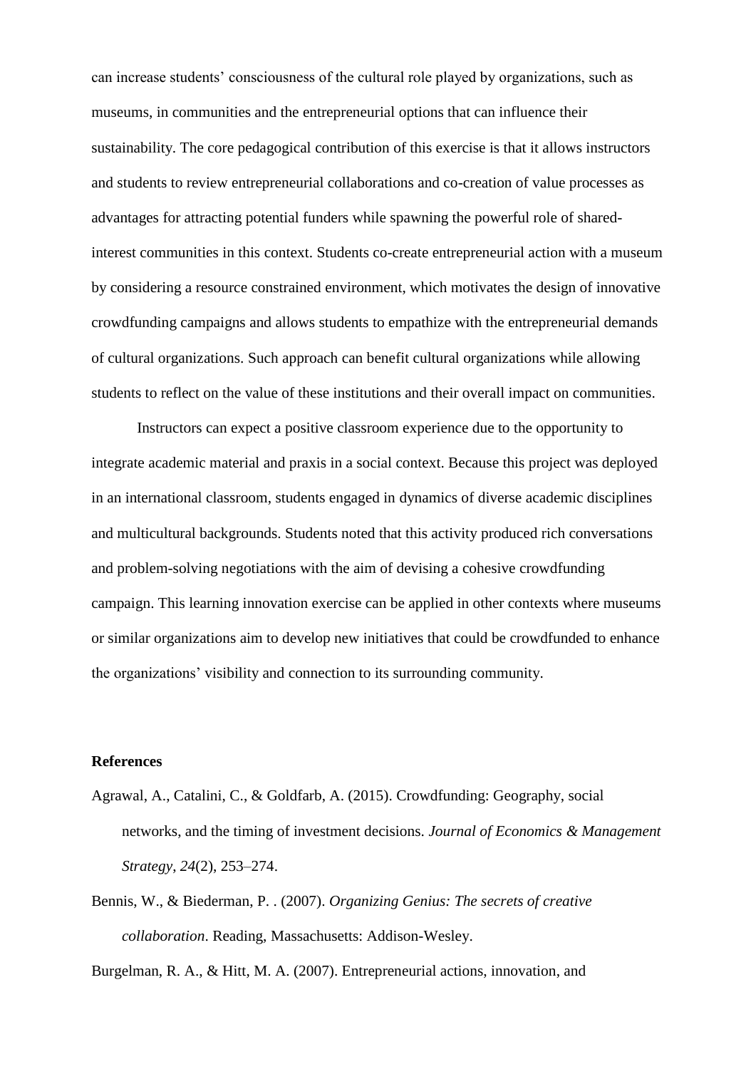can increase students' consciousness of the cultural role played by organizations, such as museums, in communities and the entrepreneurial options that can influence their sustainability. The core pedagogical contribution of this exercise is that it allows instructors and students to review entrepreneurial collaborations and co-creation of value processes as advantages for attracting potential funders while spawning the powerful role of shared-interest communities in this context. Students co-create entrepreneurial action with a museum by considering a resource constrained environment, which motivates the design of innovative crowdfunding campaigns and allows students to empathize with the entrepreneurial demands of cultural organizations. Such approach can benefit cultural organizations while allowing students to reflect on the value of these institutions and their overall impact on communities.

Instructors can expect a positive classroom experience due to the opportunity to integrate academic material and praxis in a social context. Because this project was deployed in an international classroom, students engaged in dynamics of diverse academic disciplines and multicultural backgrounds. Students noted that this activity produced rich conversations and problem-solving negotiations with the aim of devising a cohesive crowdfunding campaign. This learning innovation exercise can be applied in other contexts where museums or similar organizations aim to develop new initiatives that could be crowdfunded to enhance the organizations' visibility and connection to its surrounding community.

**References**

Agrawal, A., Catalini, C., & Goldfarb, A. (2015). Crowdfunding: Geography, social networks, and the timing of investment decisions. *Journal of Economics & Management Strategy*, *24*(2), 253–274.

Bennis, W., & Biederman, P. . (2007). *Organizing Genius: The secrets of creative collaboration*. Reading, Massachusetts: Addison-Wesley.

Burgelman, R. A., & Hitt, M. A. (2007). Entrepreneurial actions, innovation, and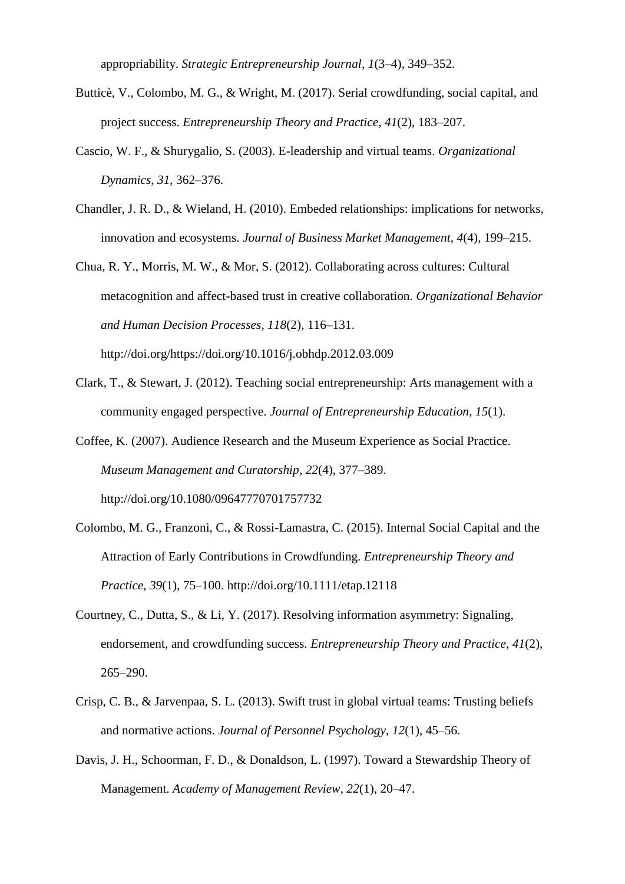appropriability. *Strategic Entrepreneurship Journal*, *1*(3–4), 349–352.

Butticè, V., Colombo, M. G., & Wright, M. (2017). Serial crowdfunding, social capital, and project success. *Entrepreneurship Theory and Practice*, *41*(2), 183–207.

Cascio, W. F., & Shurygalio, S. (2003). E-leadership and virtual teams. *Organizational Dynamics*, *31*, 362–376.

Chandler, J. R. D., & Wieland, H. (2010). Embeded relationships: implications for networks, innovation and ecosystems. *Journal of Business Market Management*, *4*(4), 199–215.

Chua, R. Y., Morris, M. W., & Mor, S. (2012). Collaborating across cultures: Cultural metacognition and affect-based trust in creative collaboration. *Organizational Behavior and Human Decision Processes*, *118*(2), 116–131. http://doi.org/https://doi.org/10.1016/j.obhdp.2012.03.009

Clark, T., & Stewart, J. (2012). Teaching social entrepreneurship: Arts management with a community engaged perspective. *Journal of Entrepreneurship Education*, *15*(1).

Coffee, K. (2007). Audience Research and the Museum Experience as Social Practice. *Museum Management and Curatorship*, *22*(4), 377–389. http://doi.org/10.1080/09647770701757732

Colombo, M. G., Franzoni, C., & Rossi-Lamastra, C. (2015). Internal Social Capital and the Attraction of Early Contributions in Crowdfunding. *Entrepreneurship Theory and Practice*, *39*(1), 75–100. http://doi.org/10.1111/etap.12118

Courtney, C., Dutta, S., & Li, Y. (2017). Resolving information asymmetry: Signaling, endorsement, and crowdfunding success. *Entrepreneurship Theory and Practice*, *41*(2), 265–290.

Crisp, C. B., & Jarvenpaa, S. L. (2013). Swift trust in global virtual teams: Trusting beliefs and normative actions. *Journal of Personnel Psychology*, *12*(1), 45–56.

Davis, J. H., Schoorman, F. D., & Donaldson, L. (1997). Toward a Stewardship Theory of Management. *Academy of Management Review*, *22*(1), 20–47.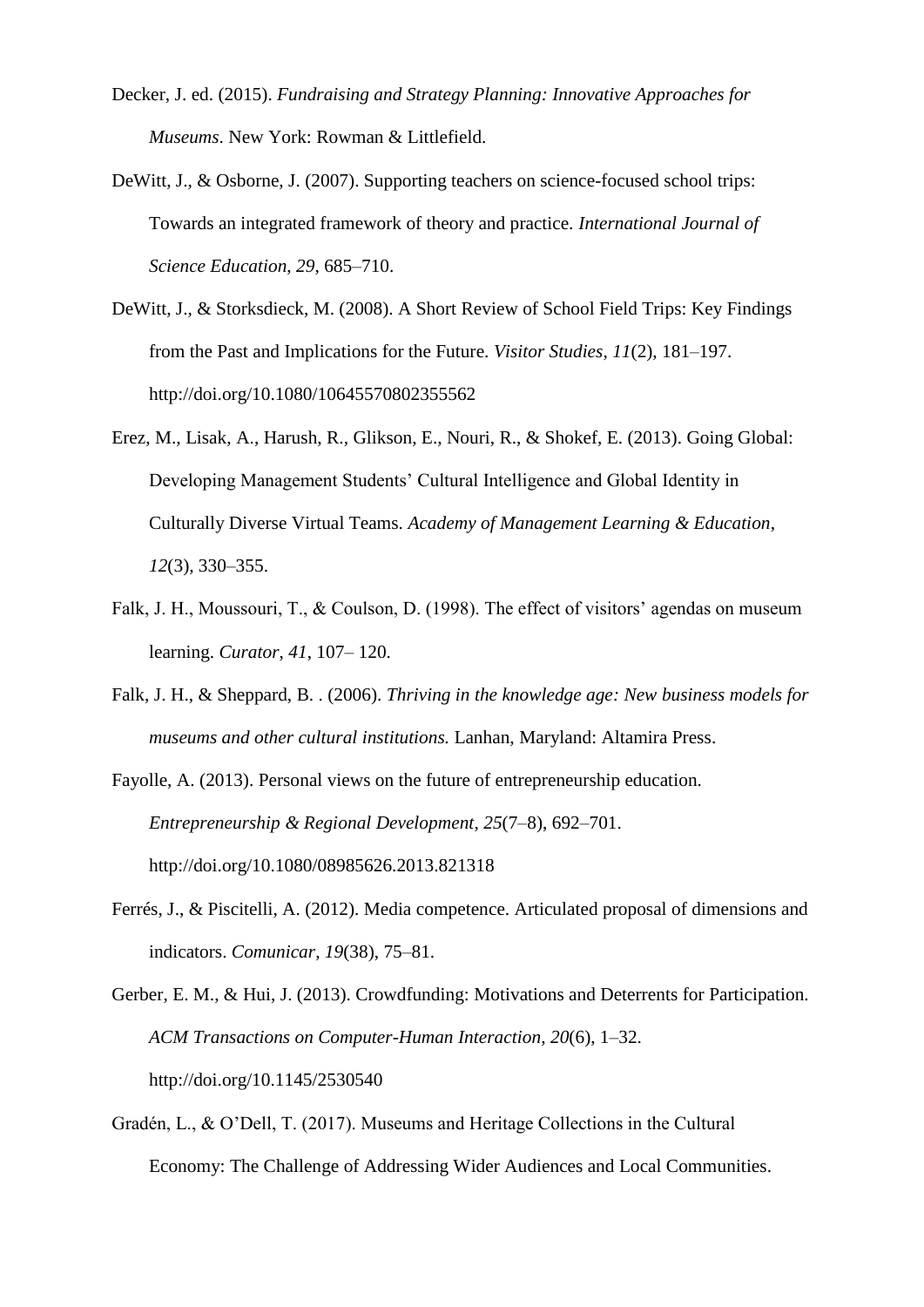Decker, J. ed. (2015). *Fundraising and Strategy Planning: Innovative Approaches for Museums*. New York: Rowman & Littlefield.

DeWitt, J., & Osborne, J. (2007). Supporting teachers on science-focused school trips: Towards an integrated framework of theory and practice. *International Journal of Science Education*, *29*, 685–710.

DeWitt, J., & Storksdieck, M. (2008). A Short Review of School Field Trips: Key Findings from the Past and Implications for the Future. *Visitor Studies*, *11*(2), 181–197. http://doi.org/10.1080/10645570802355562

Erez, M., Lisak, A., Harush, R., Glikson, E., Nouri, R., & Shokef, E. (2013). Going Global: Developing Management Students' Cultural Intelligence and Global Identity in Culturally Diverse Virtual Teams. *Academy of Management Learning & Education*, *12*(3), 330–355.

Falk, J. H., Moussouri, T., & Coulson, D. (1998). The effect of visitors' agendas on museum learning. *Curator*, *41*, 107– 120.

Falk, J. H., & Sheppard, B. . (2006). *Thriving in the knowledge age: New business models for museums and other cultural institutions.* Lanhan, Maryland: Altamira Press.

Fayolle, A. (2013). Personal views on the future of entrepreneurship education. *Entrepreneurship & Regional Development*, *25*(7–8), 692–701. http://doi.org/10.1080/08985626.2013.821318

Ferrés, J., & Piscitelli, A. (2012). Media competence. Articulated proposal of dimensions and indicators. *Comunicar*, *19*(38), 75–81.

Gerber, E. M., & Hui, J. (2013). Crowdfunding: Motivations and Deterrents for Participation. *ACM Transactions on Computer-Human Interaction*, *20*(6), 1–32. http://doi.org/10.1145/2530540

Gradén, L., & O'Dell, T. (2017). Museums and Heritage Collections in the Cultural Economy: The Challenge of Addressing Wider Audiences and Local Communities.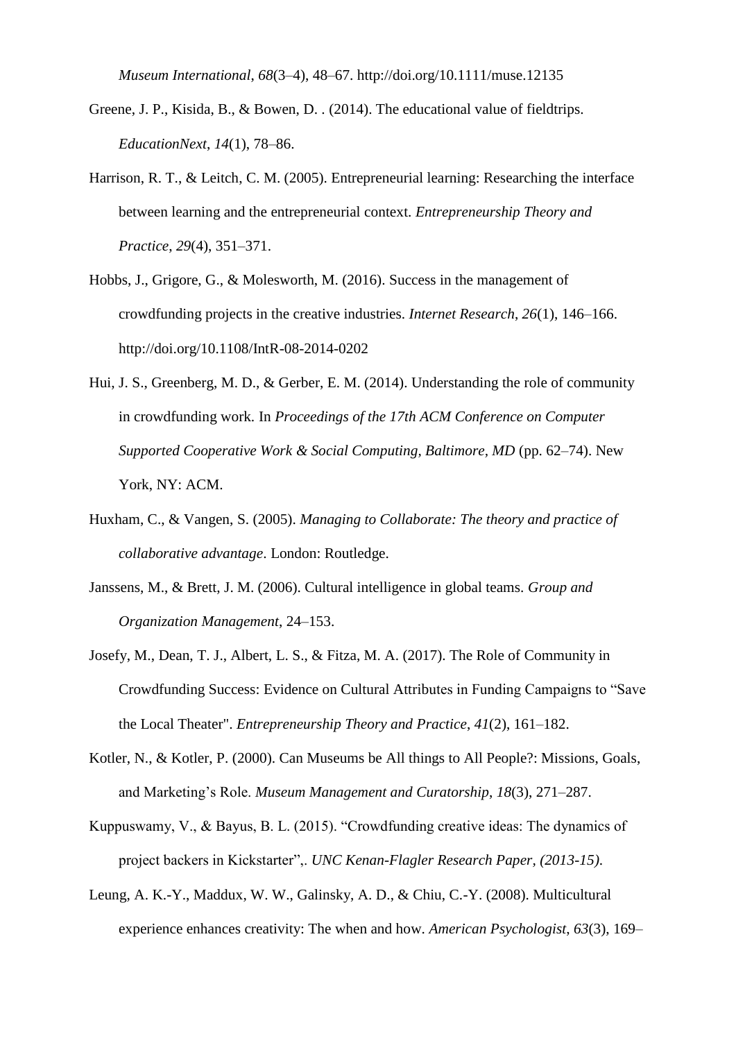*Museum International*, *68*(3–4), 48–67. http://doi.org/10.1111/muse.12135

Greene, J. P., Kisida, B., & Bowen, D. . (2014). The educational value of fieldtrips. *EducationNext*, *14*(1), 78–86.

Harrison, R. T., & Leitch, C. M. (2005). Entrepreneurial learning: Researching the interface between learning and the entrepreneurial context. *Entrepreneurship Theory and Practice*, *29*(4), 351–371.

Hobbs, J., Grigore, G., & Molesworth, M. (2016). Success in the management of crowdfunding projects in the creative industries. *Internet Research*, *26*(1), 146–166. http://doi.org/10.1108/IntR-08-2014-0202

Hui, J. S., Greenberg, M. D., & Gerber, E. M. (2014). Understanding the role of community in crowdfunding work. In *Proceedings of the 17th ACM Conference on Computer Supported Cooperative Work & Social Computing, Baltimore, MD* (pp. 62–74). New York, NY: ACM.

Huxham, C., & Vangen, S. (2005). *Managing to Collaborate: The theory and practice of collaborative advantage*. London: Routledge.

Janssens, M., & Brett, J. M. (2006). Cultural intelligence in global teams. *Group and Organization Management*, 24–153.

Josefy, M., Dean, T. J., Albert, L. S., & Fitza, M. A. (2017). The Role of Community in Crowdfunding Success: Evidence on Cultural Attributes in Funding Campaigns to "Save the Local Theater". *Entrepreneurship Theory and Practice*, *41*(2), 161–182.

Kotler, N., & Kotler, P. (2000). Can Museums be All things to All People?: Missions, Goals, and Marketing's Role. *Museum Management and Curatorship*, *18*(3), 271–287.

Kuppuswamy, V., & Bayus, B. L. (2015). "Crowdfunding creative ideas: The dynamics of project backers in Kickstarter",. *UNC Kenan-Flagler Research Paper, (2013-15)*.

Leung, A. K.-Y., Maddux, W. W., Galinsky, A. D., & Chiu, C.-Y. (2008). Multicultural experience enhances creativity: The when and how. *American Psychologist*, *63*(3), 169–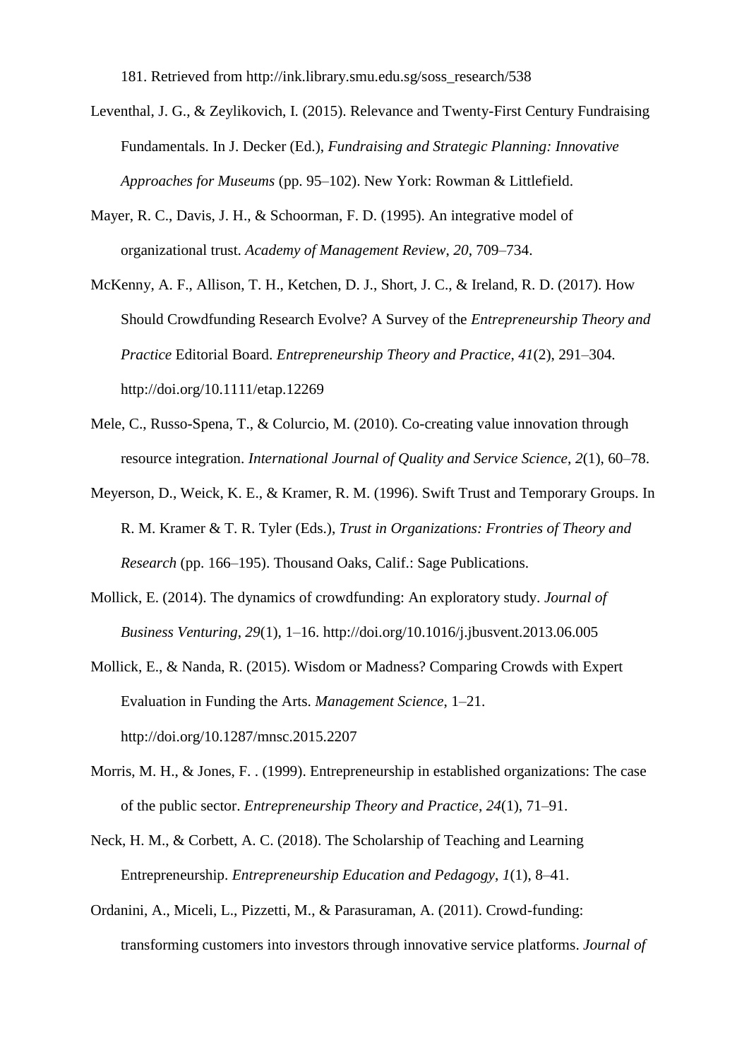181. Retrieved from http://ink.library.smu.edu.sg/soss_research/538

Leventhal, J. G., & Zeylikovich, I. (2015). Relevance and Twenty-First Century Fundraising Fundamentals. In J. Decker (Ed.), *Fundraising and Strategic Planning: Innovative Approaches for Museums* (pp. 95–102). New York: Rowman & Littlefield.

Mayer, R. C., Davis, J. H., & Schoorman, F. D. (1995). An integrative model of organizational trust. *Academy of Management Review*, *20*, 709–734.

McKenny, A. F., Allison, T. H., Ketchen, D. J., Short, J. C., & Ireland, R. D. (2017). How Should Crowdfunding Research Evolve? A Survey of the *Entrepreneurship Theory and Practice* Editorial Board. *Entrepreneurship Theory and Practice*, *41*(2), 291–304. http://doi.org/10.1111/etap.12269

Mele, C., Russo-Spena, T., & Colurcio, M. (2010). Co-creating value innovation through resource integration. *International Journal of Quality and Service Science*, *2*(1), 60–78.

Meyerson, D., Weick, K. E., & Kramer, R. M. (1996). Swift Trust and Temporary Groups. In R. M. Kramer & T. R. Tyler (Eds.), *Trust in Organizations: Frontries of Theory and Research* (pp. 166–195). Thousand Oaks, Calif.: Sage Publications.

Mollick, E. (2014). The dynamics of crowdfunding: An exploratory study. *Journal of Business Venturing*, *29*(1), 1–16. http://doi.org/10.1016/j.jbusvent.2013.06.005

Mollick, E., & Nanda, R. (2015). Wisdom or Madness? Comparing Crowds with Expert Evaluation in Funding the Arts. *Management Science*, 1–21. http://doi.org/10.1287/mnsc.2015.2207

Morris, M. H., & Jones, F. . (1999). Entrepreneurship in established organizations: The case of the public sector. *Entrepreneurship Theory and Practice*, *24*(1), 71–91.

Neck, H. M., & Corbett, A. C. (2018). The Scholarship of Teaching and Learning Entrepreneurship. *Entrepreneurship Education and Pedagogy*, *1*(1), 8–41.

Ordanini, A., Miceli, L., Pizzetti, M., & Parasuraman, A. (2011). Crowd-funding: transforming customers into investors through innovative service platforms. *Journal of*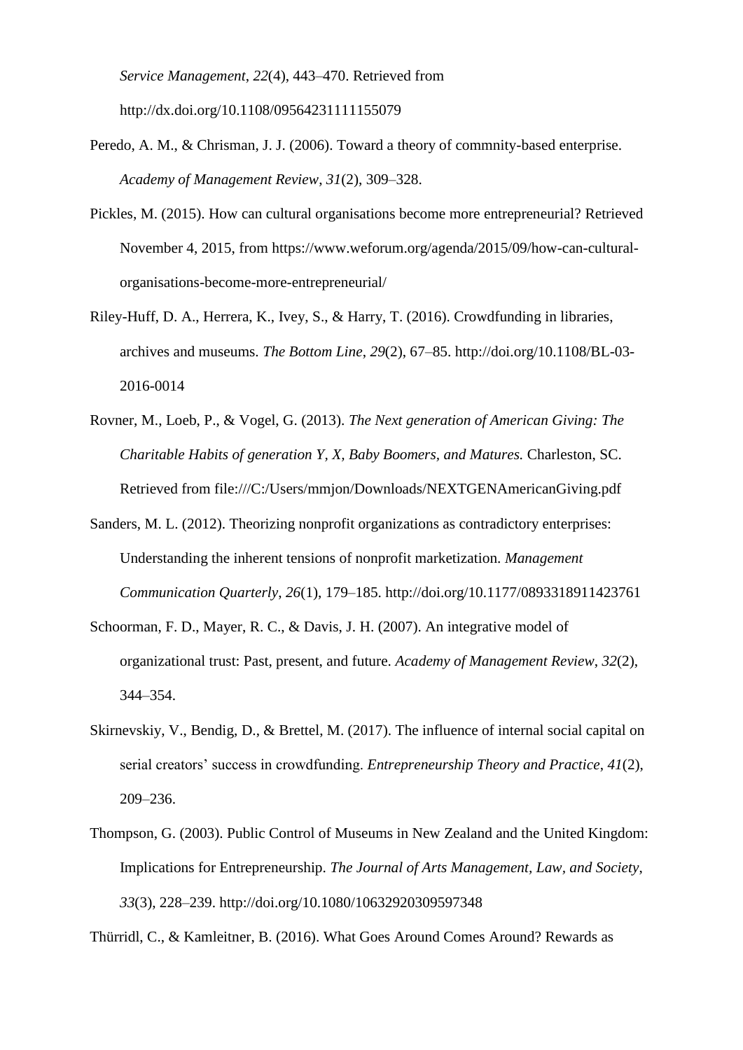*Service Management*, *22*(4), 443–470. Retrieved from http://dx.doi.org/10.1108/09564231111155079

Peredo, A. M., & Chrisman, J. J. (2006). Toward a theory of commnity-based enterprise. *Academy of Management Review*, *31*(2), 309–328.

Pickles, M. (2015). How can cultural organisations become more entrepreneurial? Retrieved November 4, 2015, from https://www.weforum.org/agenda/2015/09/how-can-cultural-organisations-become-more-entrepreneurial/

Riley-Huff, D. A., Herrera, K., Ivey, S., & Harry, T. (2016). Crowdfunding in libraries, archives and museums. *The Bottom Line*, *29*(2), 67–85. http://doi.org/10.1108/BL-03-2016-0014

Rovner, M., Loeb, P., & Vogel, G. (2013). *The Next generation of American Giving: The Charitable Habits of generation Y, X, Baby Boomers, and Matures.* Charleston, SC. Retrieved from file:///C:/Users/mmjon/Downloads/NEXTGENAmericanGiving.pdf

Sanders, M. L. (2012). Theorizing nonprofit organizations as contradictory enterprises: Understanding the inherent tensions of nonprofit marketization. *Management Communication Quarterly*, *26*(1), 179–185. http://doi.org/10.1177/0893318911423761

Schoorman, F. D., Mayer, R. C., & Davis, J. H. (2007). An integrative model of organizational trust: Past, present, and future. *Academy of Management Review*, *32*(2), 344–354.

Skirnevskiy, V., Bendig, D., & Brettel, M. (2017). The influence of internal social capital on serial creators' success in crowdfunding. *Entrepreneurship Theory and Practice*, *41*(2), 209–236.

Thompson, G. (2003). Public Control of Museums in New Zealand and the United Kingdom: Implications for Entrepreneurship. *The Journal of Arts Management, Law, and Society*, *33*(3), 228–239. http://doi.org/10.1080/10632920309597348

Thürridl, C., & Kamleitner, B. (2016). What Goes Around Comes Around? Rewards as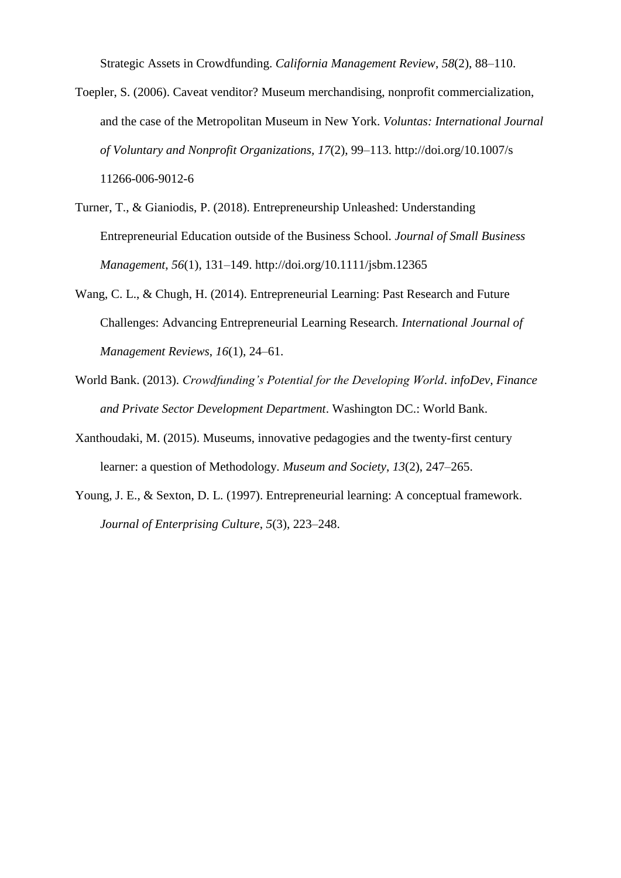Strategic Assets in Crowdfunding. *California Management Review*, *58*(2), 88–110.

Toepler, S. (2006). Caveat venditor? Museum merchandising, nonprofit commercialization, and the case of the Metropolitan Museum in New York. *Voluntas: International Journal of Voluntary and Nonprofit Organizations*, *17*(2), 99–113. http://doi.org/10.1007/s 11266-006-9012-6

Turner, T., & Gianiodis, P. (2018). Entrepreneurship Unleashed: Understanding Entrepreneurial Education outside of the Business School. *Journal of Small Business Management*, *56*(1), 131–149. http://doi.org/10.1111/jsbm.12365

Wang, C. L., & Chugh, H. (2014). Entrepreneurial Learning: Past Research and Future Challenges: Advancing Entrepreneurial Learning Research. *International Journal of Management Reviews*, *16*(1), 24–61.

World Bank. (2013). *Crowdfunding's Potential for the Developing World*. *infoDev, Finance and Private Sector Development Department*. Washington DC.: World Bank.

Xanthoudaki, M. (2015). Museums, innovative pedagogies and the twenty-first century learner: a question of Methodology. *Museum and Society*, *13*(2), 247–265.

Young, J. E., & Sexton, D. L. (1997). Entrepreneurial learning: A conceptual framework. *Journal of Enterprising Culture*, *5*(3), 223–248.